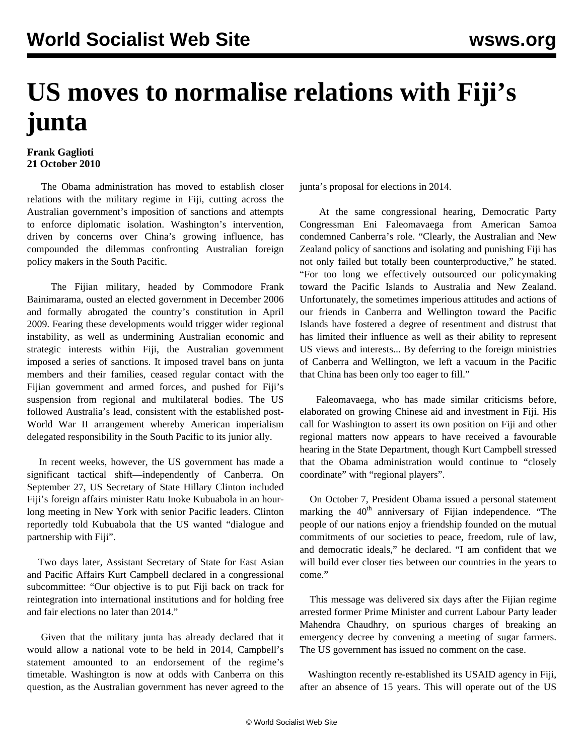# US moves to normalise relations with Fiji's junta

**Frank Gaglioti**
**21 October 2010**

The Obama administration has moved to establish closer relations with the military regime in Fiji, cutting across the Australian government's imposition of sanctions and attempts to enforce diplomatic isolation. Washington's intervention, driven by concerns over China's growing influence, has compounded the dilemmas confronting Australian foreign policy makers in the South Pacific.

The Fijian military, headed by Commodore Frank Bainimarama, ousted an elected government in December 2006 and formally abrogated the country's constitution in April 2009. Fearing these developments would trigger wider regional instability, as well as undermining Australian economic and strategic interests within Fiji, the Australian government imposed a series of sanctions. It imposed travel bans on junta members and their families, ceased regular contact with the Fijian government and armed forces, and pushed for Fiji's suspension from regional and multilateral bodies. The US followed Australia's lead, consistent with the established post-World War II arrangement whereby American imperialism delegated responsibility in the South Pacific to its junior ally.

In recent weeks, however, the US government has made a significant tactical shift—independently of Canberra. On September 27, US Secretary of State Hillary Clinton included Fiji's foreign affairs minister Ratu Inoke Kubuabola in an hour-long meeting in New York with senior Pacific leaders. Clinton reportedly told Kubuabola that the US wanted "dialogue and partnership with Fiji".

Two days later, Assistant Secretary of State for East Asian and Pacific Affairs Kurt Campbell declared in a congressional subcommittee: "Our objective is to put Fiji back on track for reintegration into international institutions and for holding free and fair elections no later than 2014."

Given that the military junta has already declared that it would allow a national vote to be held in 2014, Campbell's statement amounted to an endorsement of the regime's timetable. Washington is now at odds with Canberra on this question, as the Australian government has never agreed to the junta's proposal for elections in 2014.

At the same congressional hearing, Democratic Party Congressman Eni Faleomavaega from American Samoa condemned Canberra's role. "Clearly, the Australian and New Zealand policy of sanctions and isolating and punishing Fiji has not only failed but totally been counterproductive," he stated. "For too long we effectively outsourced our policymaking toward the Pacific Islands to Australia and New Zealand. Unfortunately, the sometimes imperious attitudes and actions of our friends in Canberra and Wellington toward the Pacific Islands have fostered a degree of resentment and distrust that has limited their influence as well as their ability to represent US views and interests... By deferring to the foreign ministries of Canberra and Wellington, we left a vacuum in the Pacific that China has been only too eager to fill."

Faleomavaega, who has made similar criticisms before, elaborated on growing Chinese aid and investment in Fiji. His call for Washington to assert its own position on Fiji and other regional matters now appears to have received a favourable hearing in the State Department, though Kurt Campbell stressed that the Obama administration would continue to "closely coordinate" with "regional players".

On October 7, President Obama issued a personal statement marking the 40th anniversary of Fijian independence. "The people of our nations enjoy a friendship founded on the mutual commitments of our societies to peace, freedom, rule of law, and democratic ideals," he declared. "I am confident that we will build ever closer ties between our countries in the years to come."

This message was delivered six days after the Fijian regime arrested former Prime Minister and current Labour Party leader Mahendra Chaudhry, on spurious charges of breaking an emergency decree by convening a meeting of sugar farmers. The US government has issued no comment on the case.

Washington recently re-established its USAID agency in Fiji, after an absence of 15 years. This will operate out of the US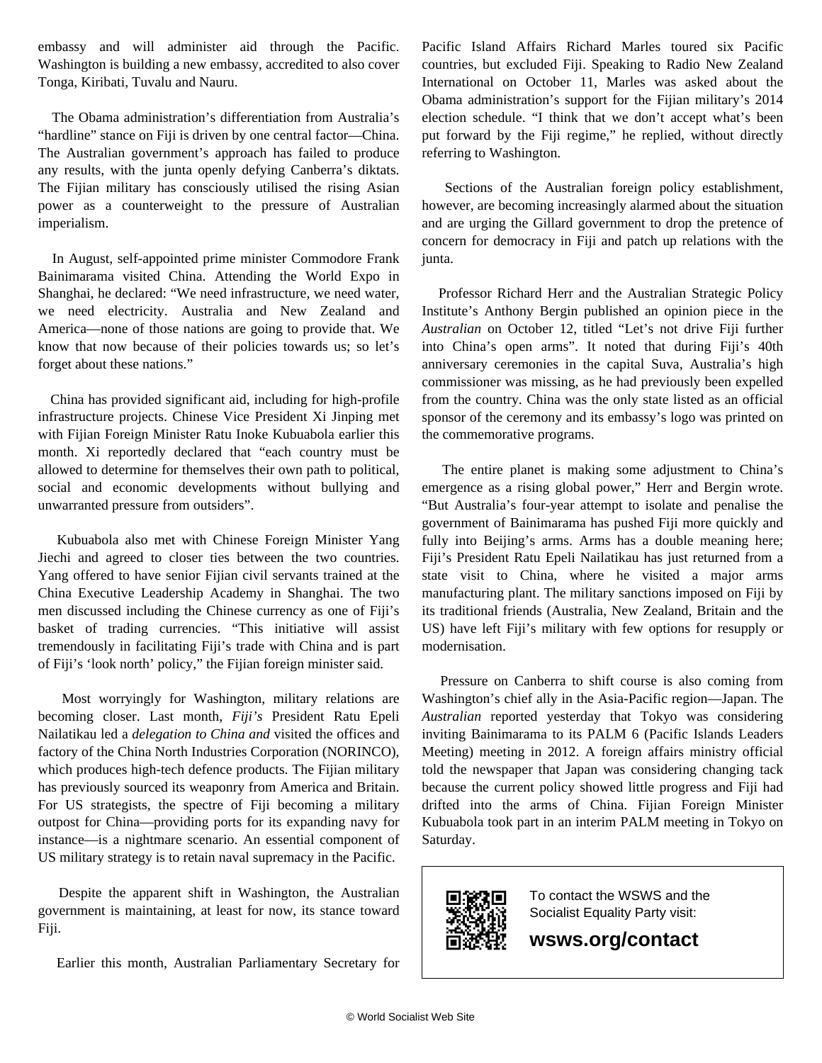embassy and will administer aid through the Pacific. Washington is building a new embassy, accredited to also cover Tonga, Kiribati, Tuvalu and Nauru.

The Obama administration's differentiation from Australia's "hardline" stance on Fiji is driven by one central factor—China. The Australian government's approach has failed to produce any results, with the junta openly defying Canberra's diktats. The Fijian military has consciously utilised the rising Asian power as a counterweight to the pressure of Australian imperialism.

In August, self-appointed prime minister Commodore Frank Bainimarama visited China. Attending the World Expo in Shanghai, he declared: "We need infrastructure, we need water, we need electricity. Australia and New Zealand and America—none of those nations are going to provide that. We know that now because of their policies towards us; so let's forget about these nations."

China has provided significant aid, including for high-profile infrastructure projects. Chinese Vice President Xi Jinping met with Fijian Foreign Minister Ratu Inoke Kubuabola earlier this month. Xi reportedly declared that "each country must be allowed to determine for themselves their own path to political, social and economic developments without bullying and unwarranted pressure from outsiders".

Kubuabola also met with Chinese Foreign Minister Yang Jiechi and agreed to closer ties between the two countries. Yang offered to have senior Fijian civil servants trained at the China Executive Leadership Academy in Shanghai. The two men discussed including the Chinese currency as one of Fiji's basket of trading currencies. "This initiative will assist tremendously in facilitating Fiji's trade with China and is part of Fiji's 'look north' policy," the Fijian foreign minister said.

Most worryingly for Washington, military relations are becoming closer. Last month, *Fiji's* President Ratu Epeli Nailatikau led a *delegation to China and* visited the offices and factory of the China North Industries Corporation (NORINCO), which produces high-tech defence products. The Fijian military has previously sourced its weaponry from America and Britain. For US strategists, the spectre of Fiji becoming a military outpost for China—providing ports for its expanding navy for instance—is a nightmare scenario. An essential component of US military strategy is to retain naval supremacy in the Pacific.

Despite the apparent shift in Washington, the Australian government is maintaining, at least for now, its stance toward Fiji.

Earlier this month, Australian Parliamentary Secretary for Pacific Island Affairs Richard Marles toured six Pacific countries, but excluded Fiji. Speaking to Radio New Zealand International on October 11, Marles was asked about the Obama administration's support for the Fijian military's 2014 election schedule. "I think that we don't accept what's been put forward by the Fiji regime," he replied, without directly referring to Washington.

Sections of the Australian foreign policy establishment, however, are becoming increasingly alarmed about the situation and are urging the Gillard government to drop the pretence of concern for democracy in Fiji and patch up relations with the junta.

Professor Richard Herr and the Australian Strategic Policy Institute's Anthony Bergin published an opinion piece in the *Australian* on October 12, titled "Let's not drive Fiji further into China's open arms". It noted that during Fiji's 40th anniversary ceremonies in the capital Suva, Australia's high commissioner was missing, as he had previously been expelled from the country. China was the only state listed as an official sponsor of the ceremony and its embassy's logo was printed on the commemorative programs.

The entire planet is making some adjustment to China's emergence as a rising global power," Herr and Bergin wrote. "But Australia's four-year attempt to isolate and penalise the government of Bainimarama has pushed Fiji more quickly and fully into Beijing's arms. Arms has a double meaning here; Fiji's President Ratu Epeli Nailatikau has just returned from a state visit to China, where he visited a major arms manufacturing plant. The military sanctions imposed on Fiji by its traditional friends (Australia, New Zealand, Britain and the US) have left Fiji's military with few options for resupply or modernisation.

Pressure on Canberra to shift course is also coming from Washington's chief ally in the Asia-Pacific region—Japan. The *Australian* reported yesterday that Tokyo was considering inviting Bainimarama to its PALM 6 (Pacific Islands Leaders Meeting) meeting in 2012. A foreign affairs ministry official told the newspaper that Japan was considering changing tack because the current policy showed little progress and Fiji had drifted into the arms of China. Fijian Foreign Minister Kubuabola took part in an interim PALM meeting in Tokyo on Saturday.

To contact the WSWS and the Socialist Equality Party visit:

**wsws.org/contact**